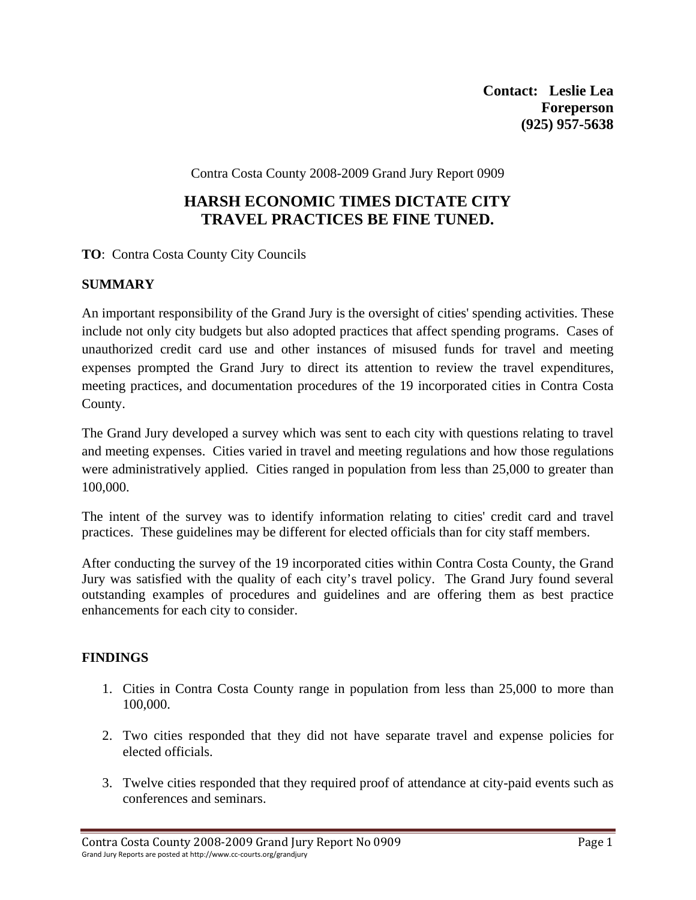**Contact: Leslie Lea**
**Foreperson**
**(925) 957-5638**

Contra Costa County 2008-2009 Grand Jury Report 0909

# HARSH ECONOMIC TIMES DICTATE CITY TRAVEL PRACTICES BE FINE TUNED.

**TO**: Contra Costa County City Councils

## SUMMARY

An important responsibility of the Grand Jury is the oversight of cities' spending activities. These include not only city budgets but also adopted practices that affect spending programs. Cases of unauthorized credit card use and other instances of misused funds for travel and meeting expenses prompted the Grand Jury to direct its attention to review the travel expenditures, meeting practices, and documentation procedures of the 19 incorporated cities in Contra Costa County.

The Grand Jury developed a survey which was sent to each city with questions relating to travel and meeting expenses. Cities varied in travel and meeting regulations and how those regulations were administratively applied. Cities ranged in population from less than 25,000 to greater than 100,000.

The intent of the survey was to identify information relating to cities' credit card and travel practices. These guidelines may be different for elected officials than for city staff members.

After conducting the survey of the 19 incorporated cities within Contra Costa County, the Grand Jury was satisfied with the quality of each city's travel policy. The Grand Jury found several outstanding examples of procedures and guidelines and are offering them as best practice enhancements for each city to consider.

## FINDINGS

1. Cities in Contra Costa County range in population from less than 25,000 to more than 100,000.

2. Two cities responded that they did not have separate travel and expense policies for elected officials.

3. Twelve cities responded that they required proof of attendance at city-paid events such as conferences and seminars.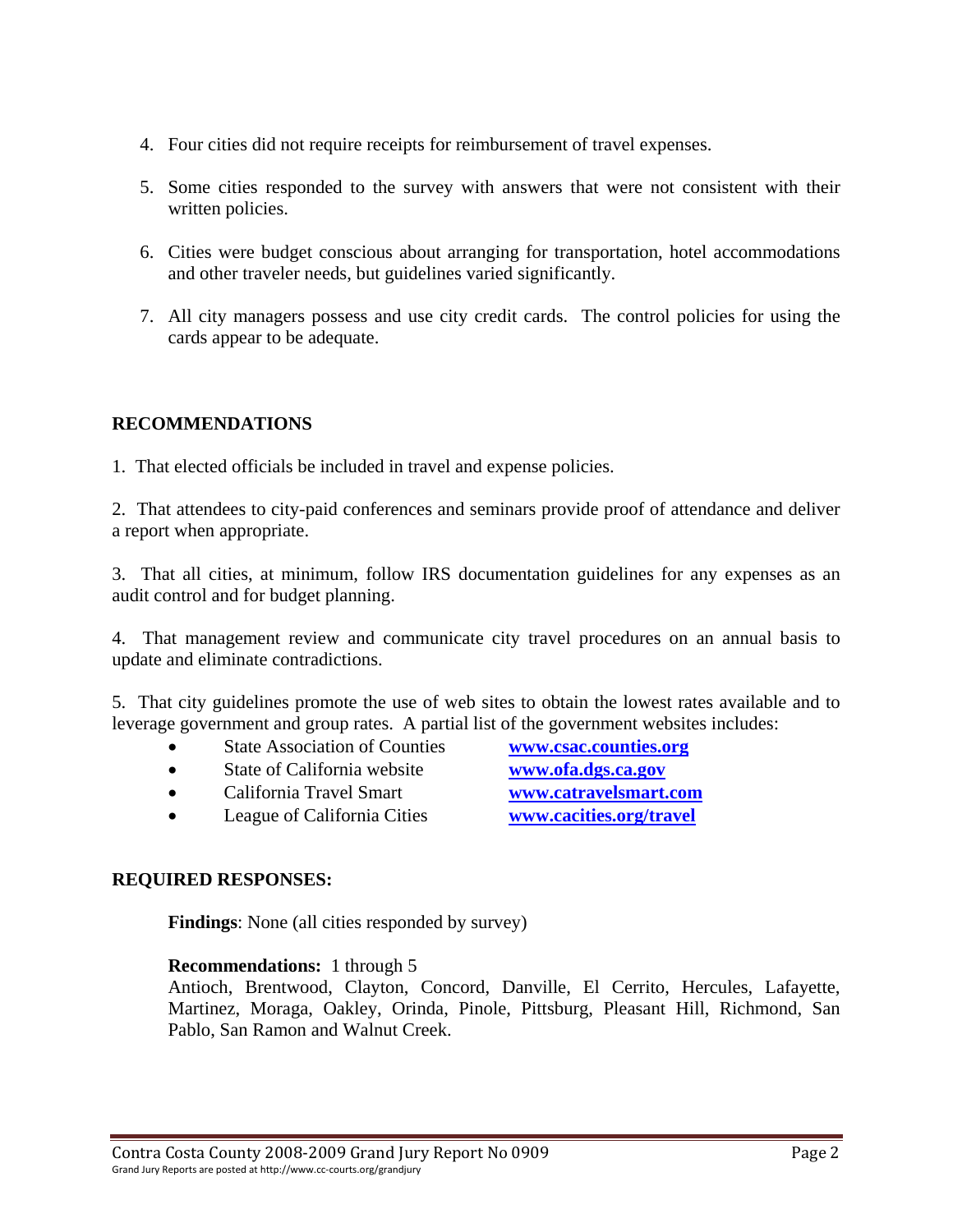4. Four cities did not require receipts for reimbursement of travel expenses.

5. Some cities responded to the survey with answers that were not consistent with their written policies.

6. Cities were budget conscious about arranging for transportation, hotel accommodations and other traveler needs, but guidelines varied significantly.

7. All city managers possess and use city credit cards. The control policies for using the cards appear to be adequate.

## RECOMMENDATIONS

1. That elected officials be included in travel and expense policies.

2. That attendees to city-paid conferences and seminars provide proof of attendance and deliver a report when appropriate.

3. That all cities, at minimum, follow IRS documentation guidelines for any expenses as an audit control and for budget planning.

4. That management review and communicate city travel procedures on an annual basis to update and eliminate contradictions.

5. That city guidelines promote the use of web sites to obtain the lowest rates available and to leverage government and group rates. A partial list of the government websites includes:

- State Association of Counties **www.csac.counties.org**
- State of California website **www.ofa.dgs.ca.gov**
- California Travel Smart **www.catravelsmart.com**
- League of California Cities **www.cacities.org/travel**

## REQUIRED RESPONSES:

**Findings**: None (all cities responded by survey)

**Recommendations:** 1 through 5
Antioch, Brentwood, Clayton, Concord, Danville, El Cerrito, Hercules, Lafayette, Martinez, Moraga, Oakley, Orinda, Pinole, Pittsburg, Pleasant Hill, Richmond, San Pablo, San Ramon and Walnut Creek.